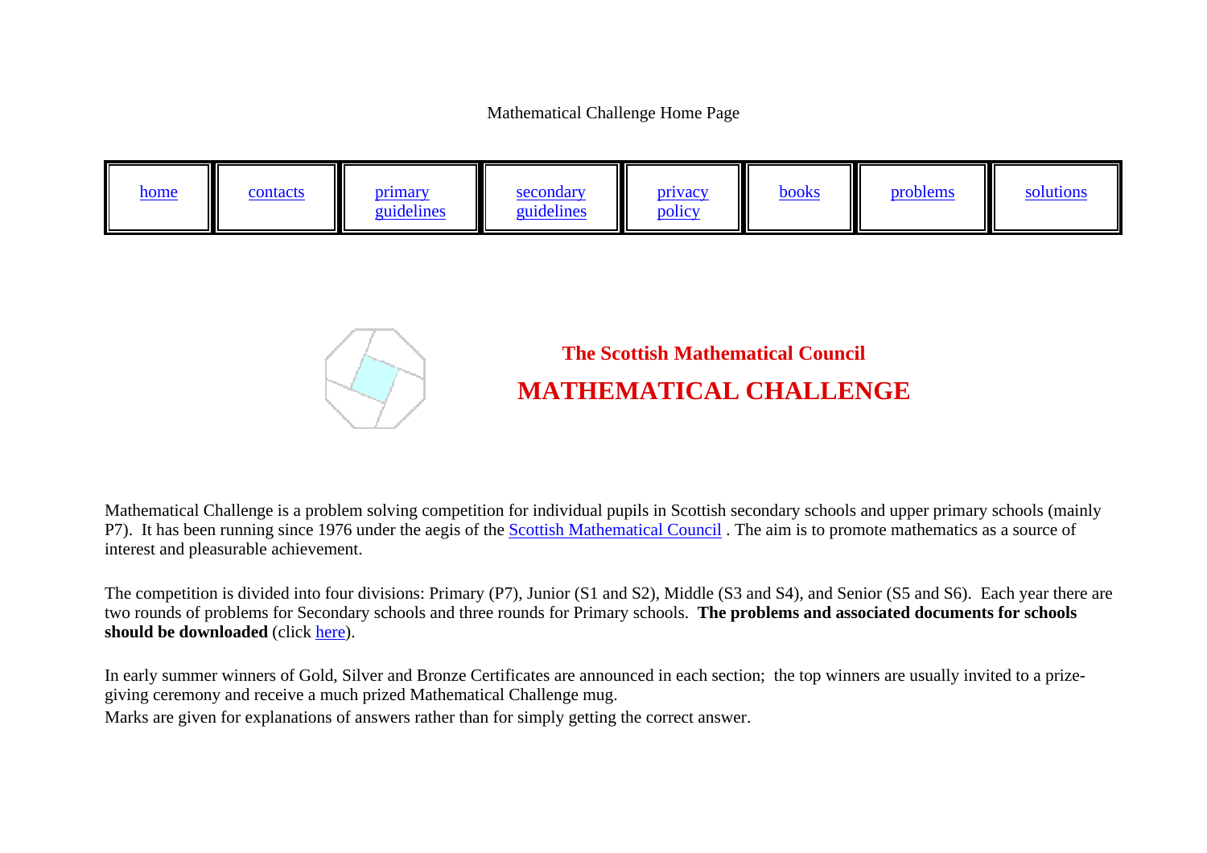Mathematical Challenge Home Page

| home | contacts | primary guidelines | secondary guidelines | privacy policy | books | problems | solutions |
|---|---|---|---|---|---|---|---|

## The Scottish Mathematical Council

# MATHEMATICAL CHALLENGE

Mathematical Challenge is a problem solving competition for individual pupils in Scottish secondary schools and upper primary schools (mainly P7). It has been running since 1976 under the aegis of the Scottish Mathematical Council . The aim is to promote mathematics as a source of interest and pleasurable achievement.

The competition is divided into four divisions: Primary (P7), Junior (S1 and S2), Middle (S3 and S4), and Senior (S5 and S6). Each year there are two rounds of problems for Secondary schools and three rounds for Primary schools. **The problems and associated documents for schools should be downloaded** (click here).

In early summer winners of Gold, Silver and Bronze Certificates are announced in each section; the top winners are usually invited to a prize-giving ceremony and receive a much prized Mathematical Challenge mug.

Marks are given for explanations of answers rather than for simply getting the correct answer.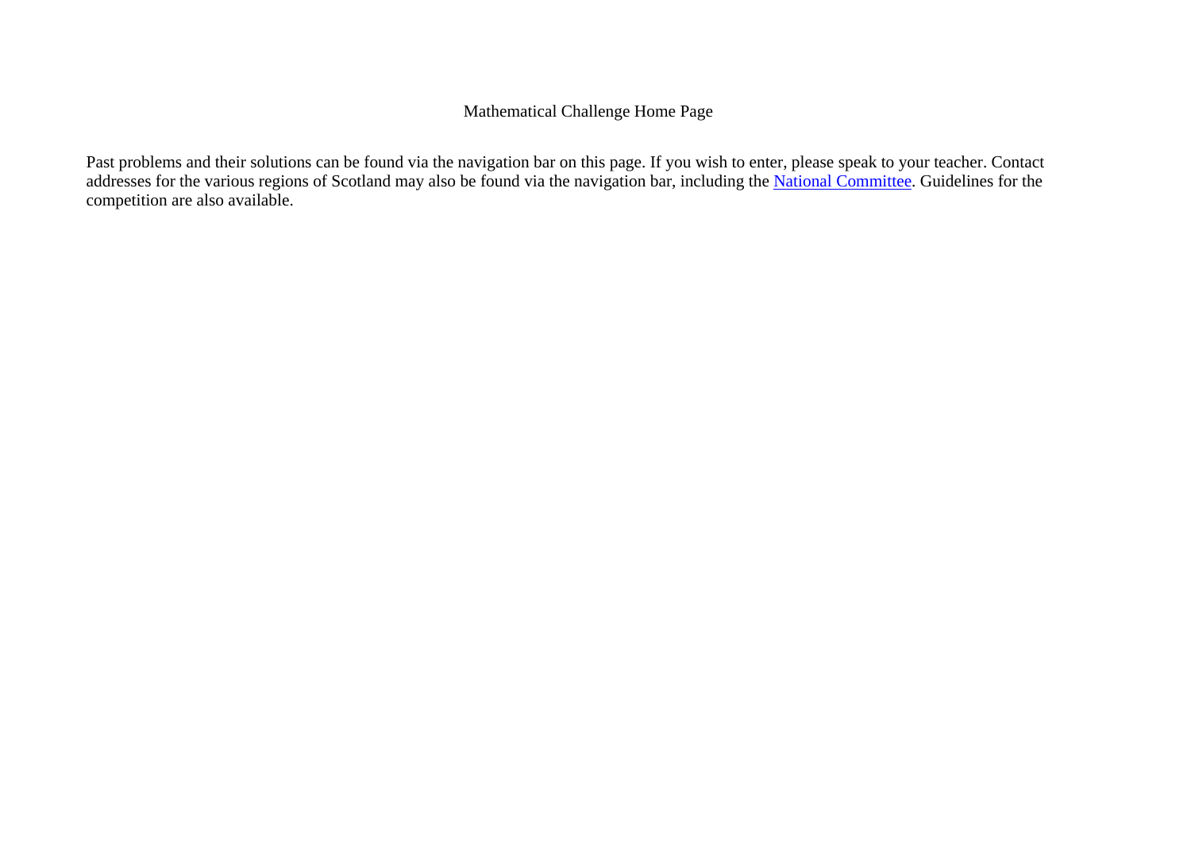# Mathematical Challenge Home Page

Past problems and their solutions can be found via the navigation bar on this page. If you wish to enter, please speak to your teacher. Contact addresses for the various regions of Scotland may also be found via the navigation bar, including the National Committee. Guidelines for the competition are also available.